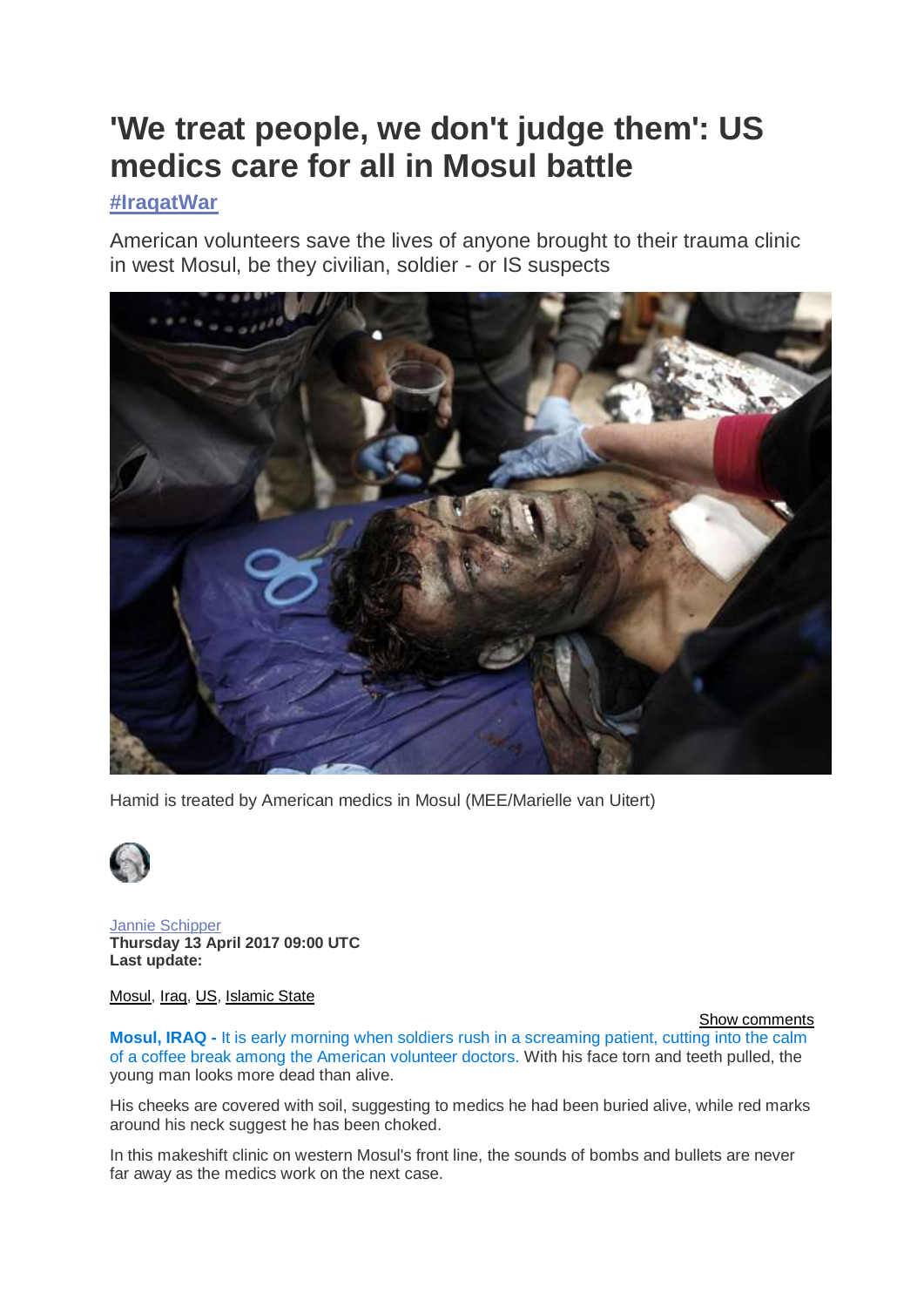# 'We treat people, we don't judge them': US medics care for all in Mosul battle

**#IraqatWar**

American volunteers save the lives of anyone brought to their trauma clinic in west Mosul, be they civilian, soldier - or IS suspects

Hamid is treated by American medics in Mosul (MEE/Marielle van Uitert)

Jannie Schipper
**Thursday 13 April 2017 09:00 UTC**
**Last update:**

Mosul, Iraq, US, Islamic State

Show comments

**Mosul, IRAQ -** It is early morning when soldiers rush in a screaming patient, cutting into the calm of a coffee break among the American volunteer doctors. With his face torn and teeth pulled, the young man looks more dead than alive.

His cheeks are covered with soil, suggesting to medics he had been buried alive, while red marks around his neck suggest he has been choked.

In this makeshift clinic on western Mosul's front line, the sounds of bombs and bullets are never far away as the medics work on the next case.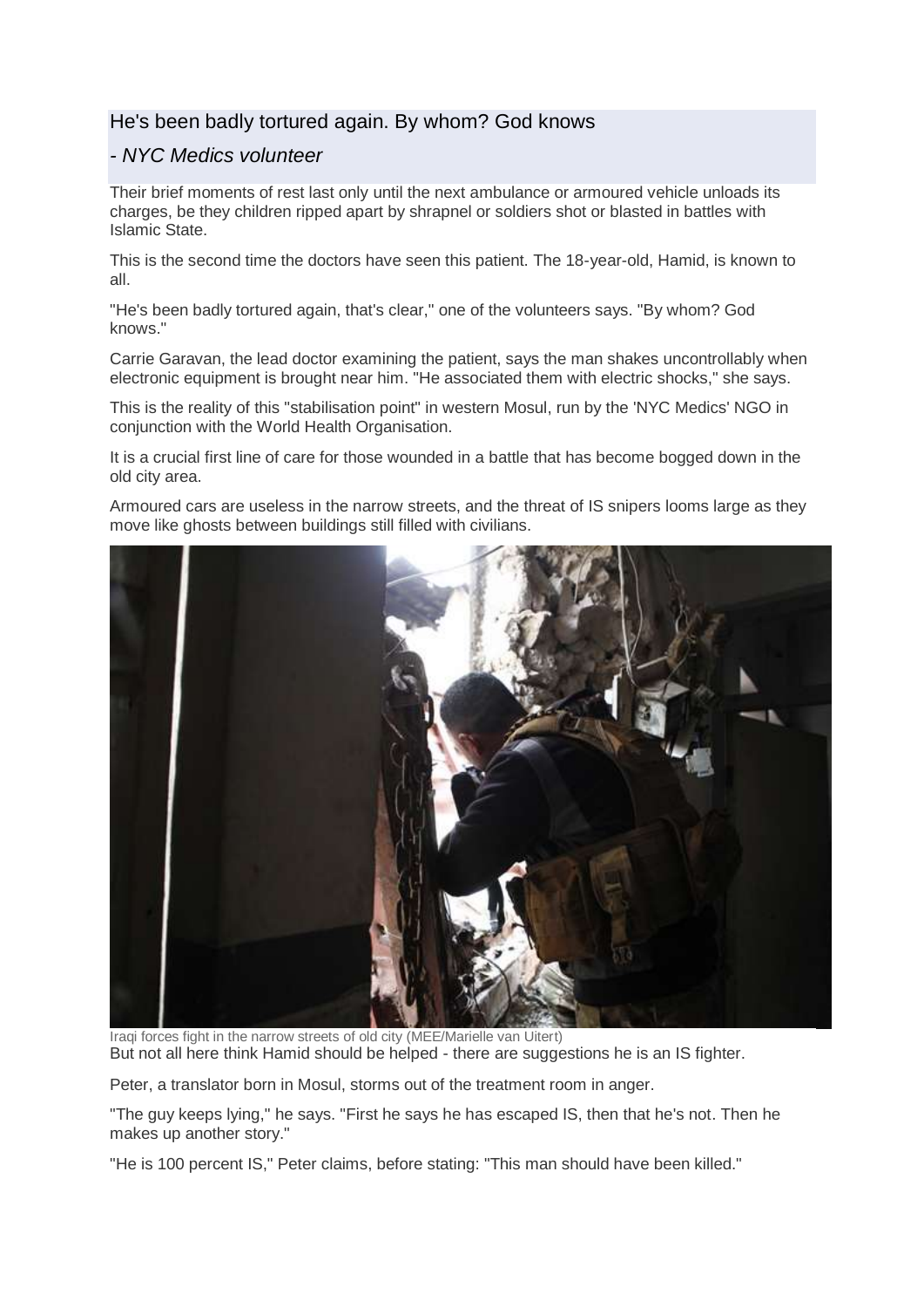> He's been badly tortured again. By whom? God knows
>
> *- NYC Medics volunteer*

Their brief moments of rest last only until the next ambulance or armoured vehicle unloads its charges, be they children ripped apart by shrapnel or soldiers shot or blasted in battles with Islamic State.

This is the second time the doctors have seen this patient. The 18-year-old, Hamid, is known to all.

"He's been badly tortured again, that's clear," one of the volunteers says. "By whom? God knows."

Carrie Garavan, the lead doctor examining the patient, says the man shakes uncontrollably when electronic equipment is brought near him. "He associated them with electric shocks," she says.

This is the reality of this "stabilisation point" in western Mosul, run by the 'NYC Medics' NGO in conjunction with the World Health Organisation.

It is a crucial first line of care for those wounded in a battle that has become bogged down in the old city area.

Armoured cars are useless in the narrow streets, and the threat of IS snipers looms large as they move like ghosts between buildings still filled with civilians.

Iraqi forces fight in the narrow streets of old city (MEE/Marielle van Uitert)

But not all here think Hamid should be helped - there are suggestions he is an IS fighter.

Peter, a translator born in Mosul, storms out of the treatment room in anger.

"The guy keeps lying," he says. "First he says he has escaped IS, then that he's not. Then he makes up another story."

"He is 100 percent IS," Peter claims, before stating: "This man should have been killed."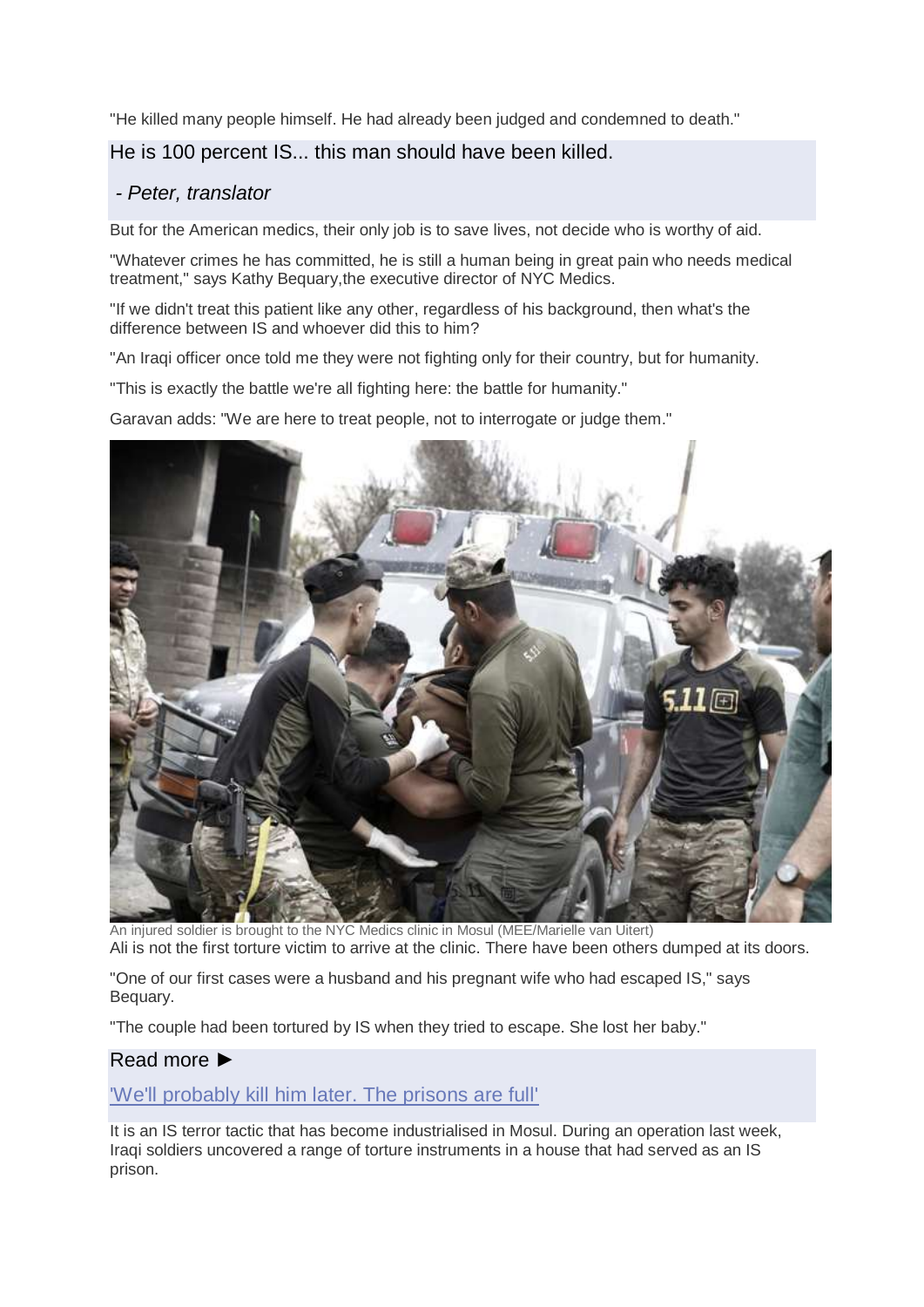"He killed many people himself. He had already been judged and condemned to death."

> He is 100 percent IS... this man should have been killed.
>
> *- Peter, translator*

But for the American medics, their only job is to save lives, not decide who is worthy of aid.

"Whatever crimes he has committed, he is still a human being in great pain who needs medical treatment," says Kathy Bequary,the executive director of NYC Medics.

"If we didn't treat this patient like any other, regardless of his background, then what's the difference between IS and whoever did this to him?

"An Iraqi officer once told me they were not fighting only for their country, but for humanity.

"This is exactly the battle we're all fighting here: the battle for humanity."

Garavan adds: "We are here to treat people, not to interrogate or judge them."

An injured soldier is brought to the NYC Medics clinic in Mosul (MEE/Marielle van Uitert)

Ali is not the first torture victim to arrive at the clinic. There have been others dumped at its doors.

"One of our first cases were a husband and his pregnant wife who had escaped IS," says Bequary.

"The couple had been tortured by IS when they tried to escape. She lost her baby."

> Read more ►
>
> ['We'll probably kill him later. The prisons are full']

It is an IS terror tactic that has become industrialised in Mosul. During an operation last week, Iraqi soldiers uncovered a range of torture instruments in a house that had served as an IS prison.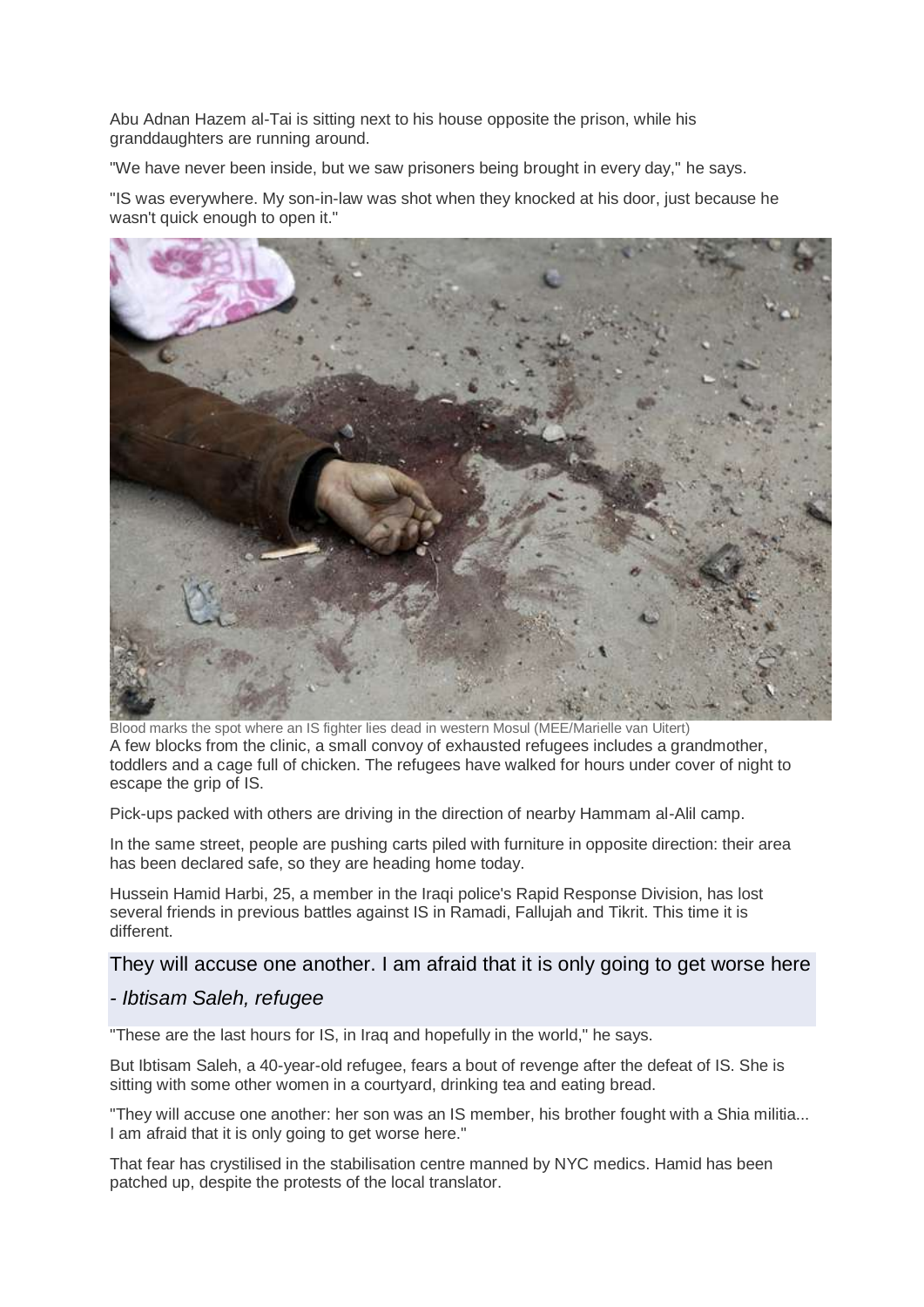Abu Adnan Hazem al-Tai is sitting next to his house opposite the prison, while his granddaughters are running around.

"We have never been inside, but we saw prisoners being brought in every day," he says.

"IS was everywhere. My son-in-law was shot when they knocked at his door, just because he wasn't quick enough to open it."

Blood marks the spot where an IS fighter lies dead in western Mosul (MEE/Marielle van Uitert)

A few blocks from the clinic, a small convoy of exhausted refugees includes a grandmother, toddlers and a cage full of chicken. The refugees have walked for hours under cover of night to escape the grip of IS.

Pick-ups packed with others are driving in the direction of nearby Hammam al-Alil camp.

In the same street, people are pushing carts piled with furniture in opposite direction: their area has been declared safe, so they are heading home today.

Hussein Hamid Harbi, 25, a member in the Iraqi police's Rapid Response Division, has lost several friends in previous battles against IS in Ramadi, Fallujah and Tikrit. This time it is different.

> They will accuse one another. I am afraid that it is only going to get worse here
>
> *- Ibtisam Saleh, refugee*

"These are the last hours for IS, in Iraq and hopefully in the world," he says.

But Ibtisam Saleh, a 40-year-old refugee, fears a bout of revenge after the defeat of IS. She is sitting with some other women in a courtyard, drinking tea and eating bread.

"They will accuse one another: her son was an IS member, his brother fought with a Shia militia... I am afraid that it is only going to get worse here."

That fear has crystilised in the stabilisation centre manned by NYC medics. Hamid has been patched up, despite the protests of the local translator.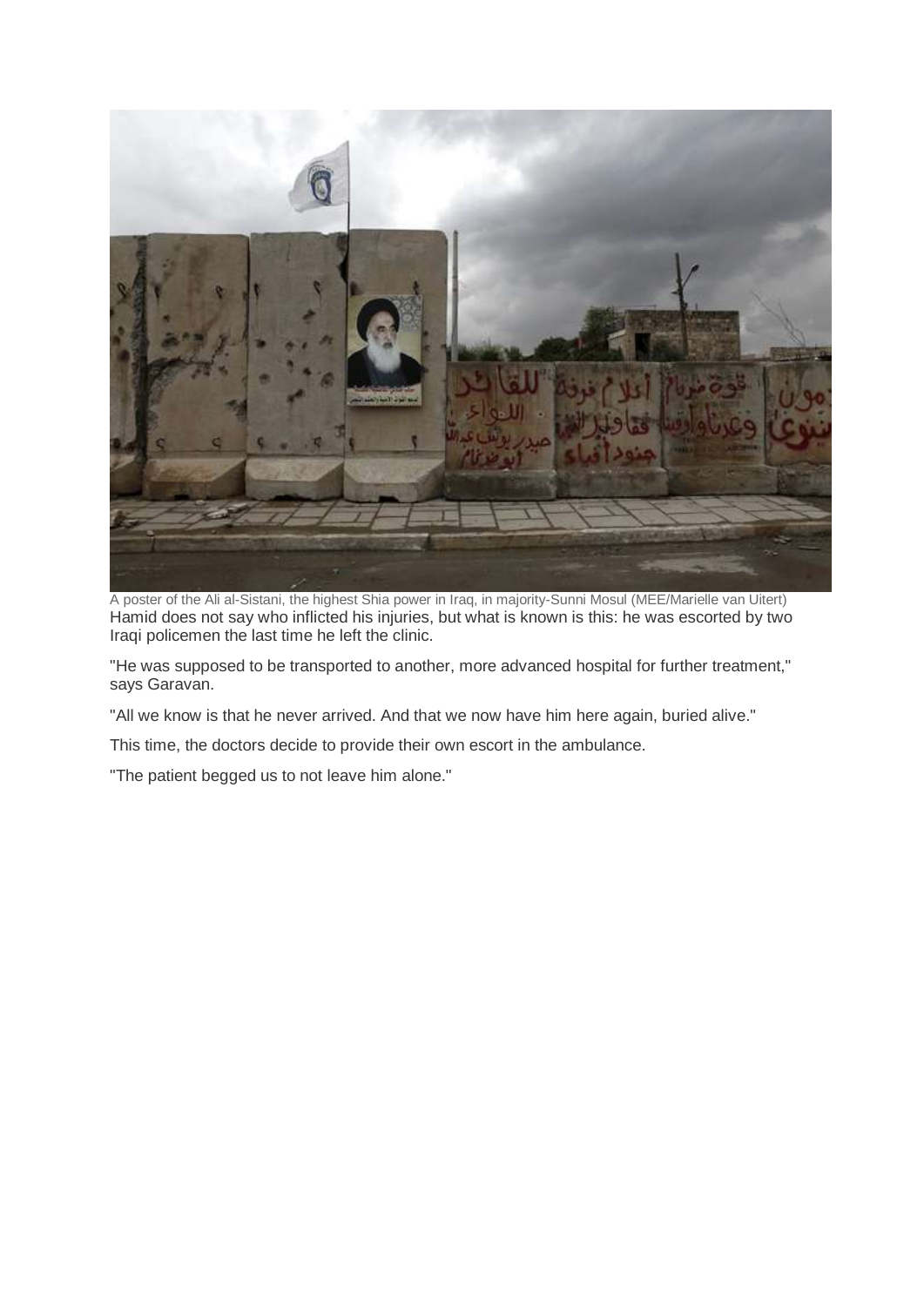A poster of the Ali al-Sistani, the highest Shia power in Iraq, in majority-Sunni Mosul (MEE/Marielle van Uitert)

Hamid does not say who inflicted his injuries, but what is known is this: he was escorted by two Iraqi policemen the last time he left the clinic.

"He was supposed to be transported to another, more advanced hospital for further treatment," says Garavan.

"All we know is that he never arrived. And that we now have him here again, buried alive."

This time, the doctors decide to provide their own escort in the ambulance.

"The patient begged us to not leave him alone."